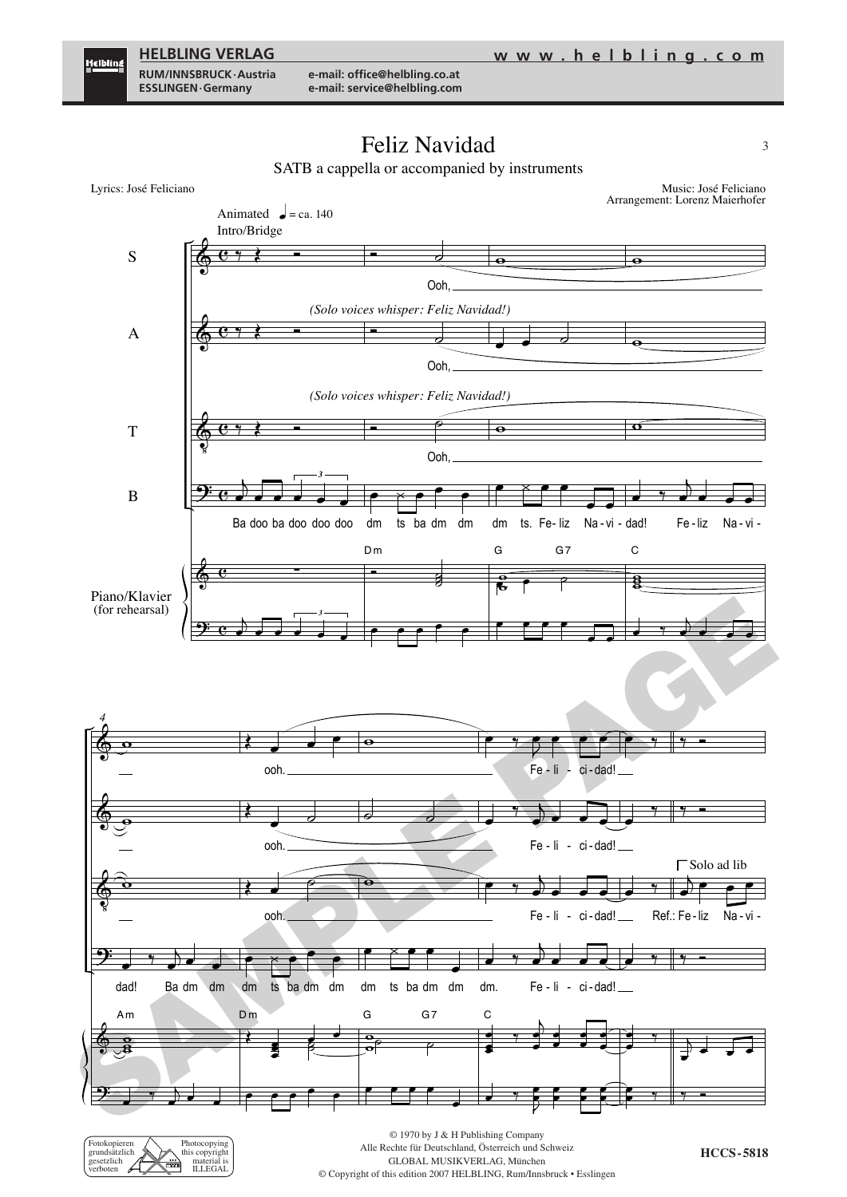# Feliz Navidad

SATB a cappella or accompanied by instruments

Lyrics: José Feliciano

Music: José Feliciano
Arrangement: Lorenz Maierhofer

Animated ♩ = ca. 140
Intro/Bridge

S: Ooh, ooh. Fe - li - ci - dad!

A: *(Solo voices whisper: Feliz Navidad!)* Ooh, ooh. Fe - li - ci - dad!

T: *(Solo voices whisper: Feliz Navidad!)* Ooh, ooh. Fe - li - ci - dad! Solo ad lib Ref.: Fe - liz Na - vi -

B: Ba doo ba doo doo doo dm ts ba dm dm dm ts. Fe - liz Na - vi - dad! Fe - liz Na - vi - dad! Ba dm dm dm ts ba dm dm dm ts ba dm dm dm. Fe - li - ci - dad!

Piano/Klavier (for rehearsal): Dm G G7 C Am Dm G G7 C

© 1970 by J & H Publishing Company
Alle Rechte für Deutschland, Österreich und Schweiz
GLOBAL MUSIKVERLAG, München
© Copyright of this edition 2007 HELBLING, Rum/Innsbruck • Esslingen

Fotokopieren grundsätzlich gesetzlich verboten — Photocopying this copyright material is ILLEGAL

HCCS-5818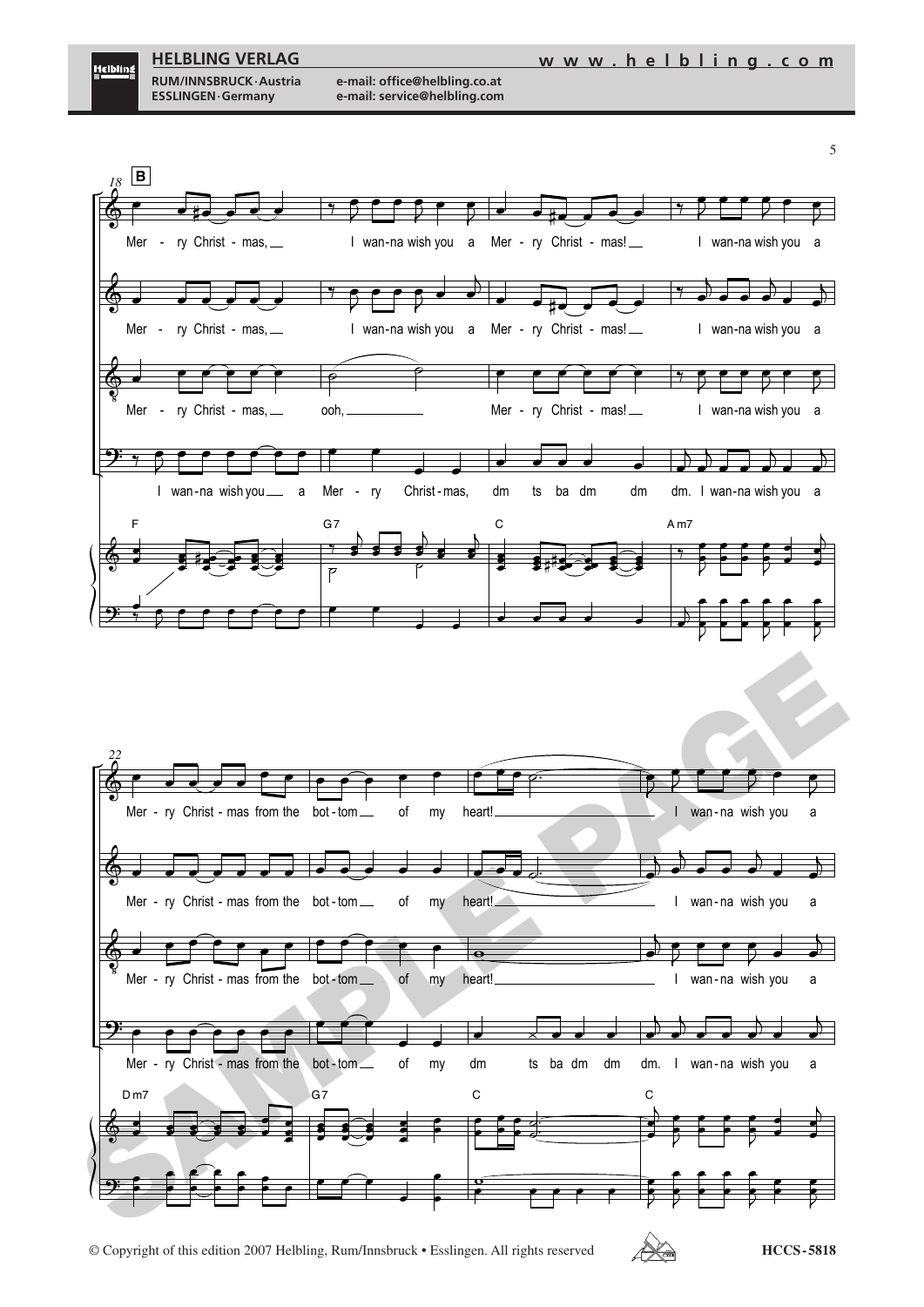18 **B**

Mer - ry Christ - mas, I wan-na wish you a Mer - ry Christ - mas! I wan-na wish you a

Mer - ry Christ - mas, I wan-na wish you a Mer - ry Christ - mas! I wan-na wish you a

Mer - ry Christ - mas, ooh, Mer - ry Christ - mas! I wan-na wish you a

I wan-na wish you a Mer - ry Christ-mas, dm ts ba dm dm dm. I wan-na wish you a

F G7 C Am7

22

Mer - ry Christ - mas from the bot - tom of my heart! I wan-na wish you a

Mer - ry Christ - mas from the bot - tom of my heart! I wan-na wish you a

Mer - ry Christ - mas from the bot - tom of my heart! I wan-na wish you a

Mer - ry Christ - mas from the bot - tom of my dm ts ba dm dm dm. I wan-na wish you a

Dm7 G7 C C